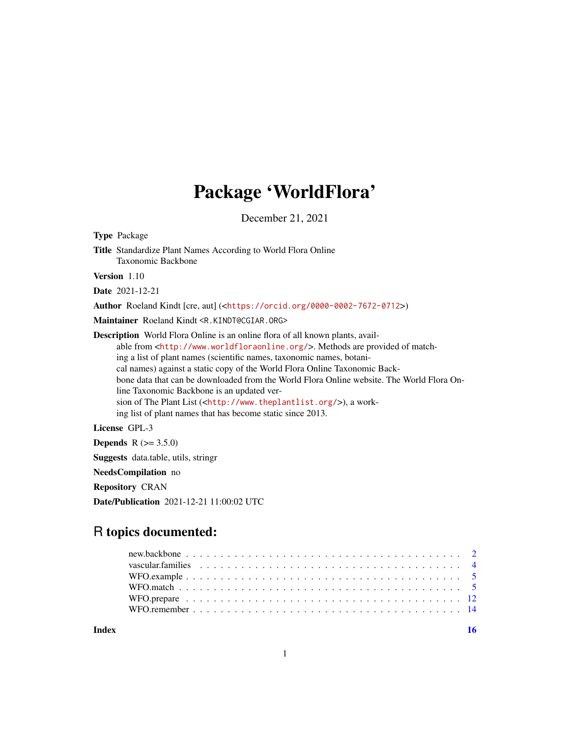# Package 'WorldFlora'

December 21, 2021

**Type** Package

**Title** Standardize Plant Names According to World Flora Online Taxonomic Backbone

**Version** 1.10

**Date** 2021-12-21

**Author** Roeland Kindt [cre, aut] (<https://orcid.org/0000-0002-7672-0712>)

**Maintainer** Roeland Kindt <R.KINDT@CGIAR.ORG>

**Description** World Flora Online is an online flora of all known plants, available from <http://www.worldfloraonline.org/>. Methods are provided of matching a list of plant names (scientific names, taxonomic names, botanical names) against a static copy of the World Flora Online Taxonomic Backbone data that can be downloaded from the World Flora Online website. The World Flora Online Taxonomic Backbone is an updated version of The Plant List (<http://www.theplantlist.org/>), a working list of plant names that has become static since 2013.

**License** GPL-3

**Depends** R (>= 3.5.0)

**Suggests** data.table, utils, stringr

**NeedsCompilation** no

**Repository** CRAN

**Date/Publication** 2021-12-21 11:00:02 UTC

## R topics documented:

- new.backbone . . . . . . . . . . . . . . . . . . . . . . . . . . . . . . . . . . . . . . . . 2
- vascular.families . . . . . . . . . . . . . . . . . . . . . . . . . . . . . . . . . . . . . . 4
- WFO.example . . . . . . . . . . . . . . . . . . . . . . . . . . . . . . . . . . . . . . . . 5
- WFO.match . . . . . . . . . . . . . . . . . . . . . . . . . . . . . . . . . . . . . . . . . 5
- WFO.prepare . . . . . . . . . . . . . . . . . . . . . . . . . . . . . . . . . . . . . . . . 12
- WFO.remember . . . . . . . . . . . . . . . . . . . . . . . . . . . . . . . . . . . . . . . 14

**Index** **16**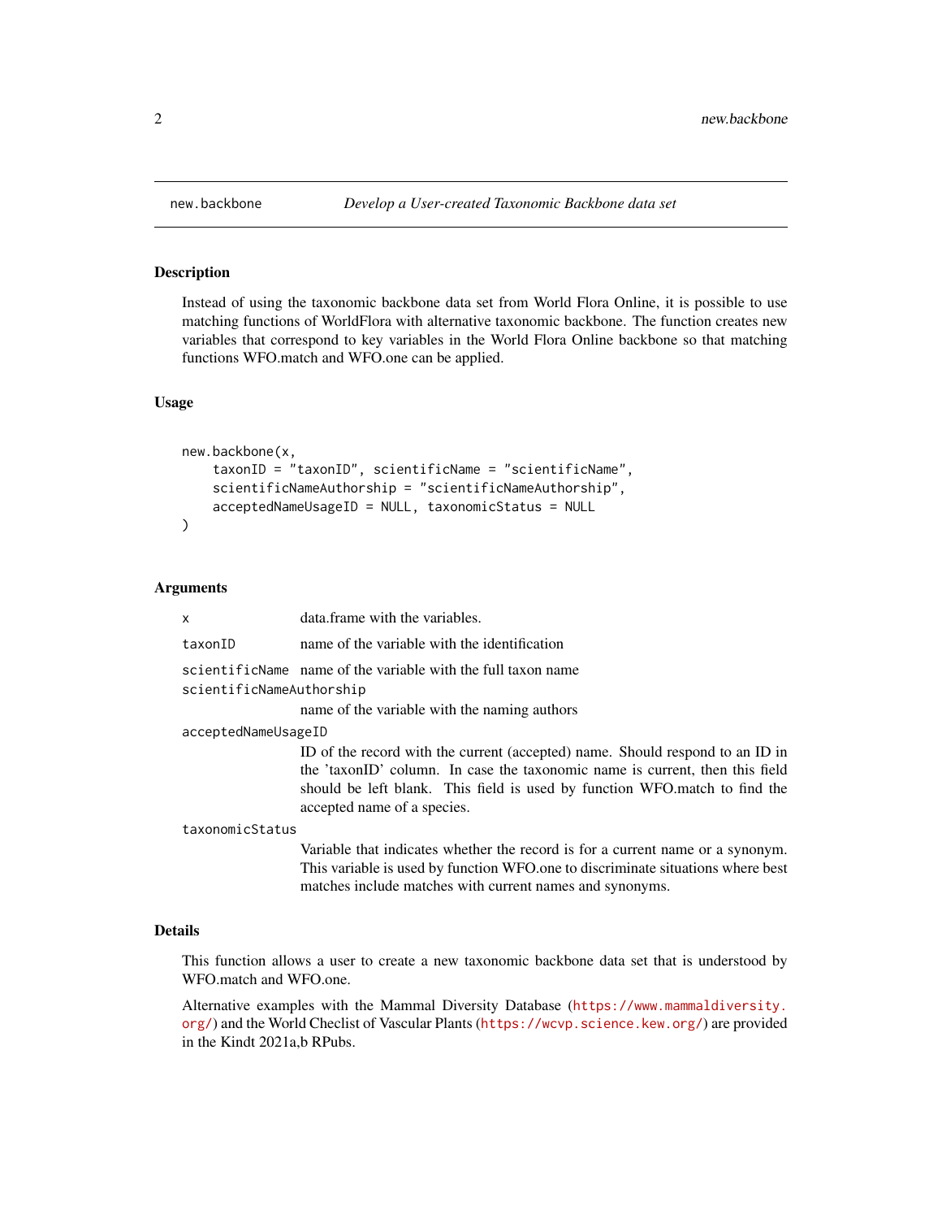# new.backbone — *Develop a User-created Taxonomic Backbone data set*

## Description

Instead of using the taxonomic backbone data set from World Flora Online, it is possible to use matching functions of WorldFlora with alternative taxonomic backbone. The function creates new variables that correspond to key variables in the World Flora Online backbone so that matching functions WFO.match and WFO.one can be applied.

## Usage

```
new.backbone(x,
    taxonID = "taxonID", scientificName = "scientificName",
    scientificNameAuthorship = "scientificNameAuthorship",
    acceptedNameUsageID = NULL, taxonomicStatus = NULL
)
```

## Arguments

| | |
|---|---|
| `x` | data.frame with the variables. |
| `taxonID` | name of the variable with the identification |
| `scientificName` | name of the variable with the full taxon name |
| `scientificNameAuthorship` | name of the variable with the naming authors |
| `acceptedNameUsageID` | ID of the record with the current (accepted) name. Should respond to an ID in the 'taxonID' column. In case the taxonomic name is current, then this field should be left blank. This field is used by function WFO.match to find the accepted name of a species. |
| `taxonomicStatus` | Variable that indicates whether the record is for a current name or a synonym. This variable is used by function WFO.one to discriminate situations where best matches include matches with current names and synonyms. |

## Details

This function allows a user to create a new taxonomic backbone data set that is understood by WFO.match and WFO.one.

Alternative examples with the Mammal Diversity Database (https://www.mammaldiversity.org/) and the World Checlist of Vascular Plants (https://wcvp.science.kew.org/) are provided in the Kindt 2021a,b RPubs.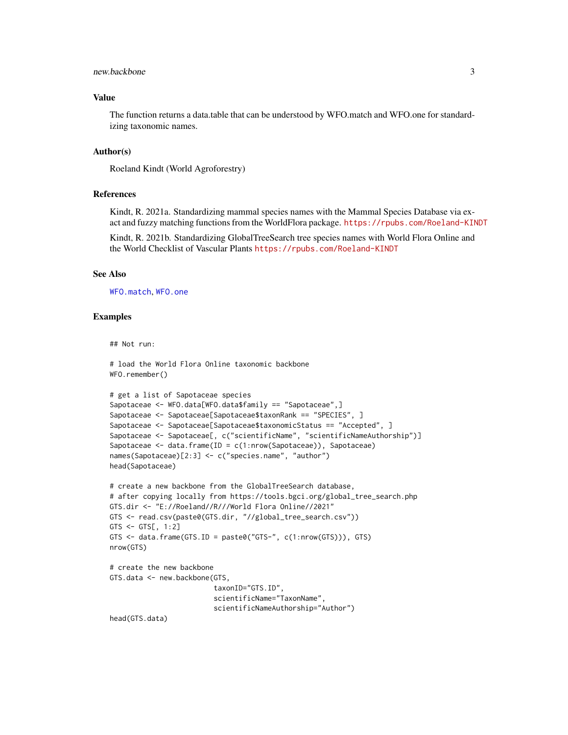## Value

The function returns a data.table that can be understood by WFO.match and WFO.one for standardizing taxonomic names.

## Author(s)

Roeland Kindt (World Agroforestry)

## References

Kindt, R. 2021a. Standardizing mammal species names with the Mammal Species Database via exact and fuzzy matching functions from the WorldFlora package. https://rpubs.com/Roeland-KINDT

Kindt, R. 2021b. Standardizing GlobalTreeSearch tree species names with World Flora Online and the World Checklist of Vascular Plants https://rpubs.com/Roeland-KINDT

## See Also

WFO.match, WFO.one

## Examples

```
## Not run:

# load the World Flora Online taxonomic backbone
WFO.remember()

# get a list of Sapotaceae species
Sapotaceae <- WFO.data[WFO.data$family == "Sapotaceae",]
Sapotaceae <- Sapotaceae[Sapotaceae$taxonRank == "SPECIES", ]
Sapotaceae <- Sapotaceae[Sapotaceae$taxonomicStatus == "Accepted", ]
Sapotaceae <- Sapotaceae[, c("scientificName", "scientificNameAuthorship")]
Sapotaceae <- data.frame(ID = c(1:nrow(Sapotaceae)), Sapotaceae)
names(Sapotaceae)[2:3] <- c("species.name", "author")
head(Sapotaceae)

# create a new backbone from the GlobalTreeSearch database,
# after copying locally from https://tools.bgci.org/global_tree_search.php
GTS.dir <- "E://Roeland//R///World Flora Online//2021"
GTS <- read.csv(paste0(GTS.dir, "//global_tree_search.csv"))
GTS <- GTS[, 1:2]
GTS <- data.frame(GTS.ID = paste0("GTS-", c(1:nrow(GTS))), GTS)
nrow(GTS)

# create the new backbone
GTS.data <- new.backbone(GTS,
                        taxonID="GTS.ID",
                        scientificName="TaxonName",
                        scientificNameAuthorship="Author")
head(GTS.data)
```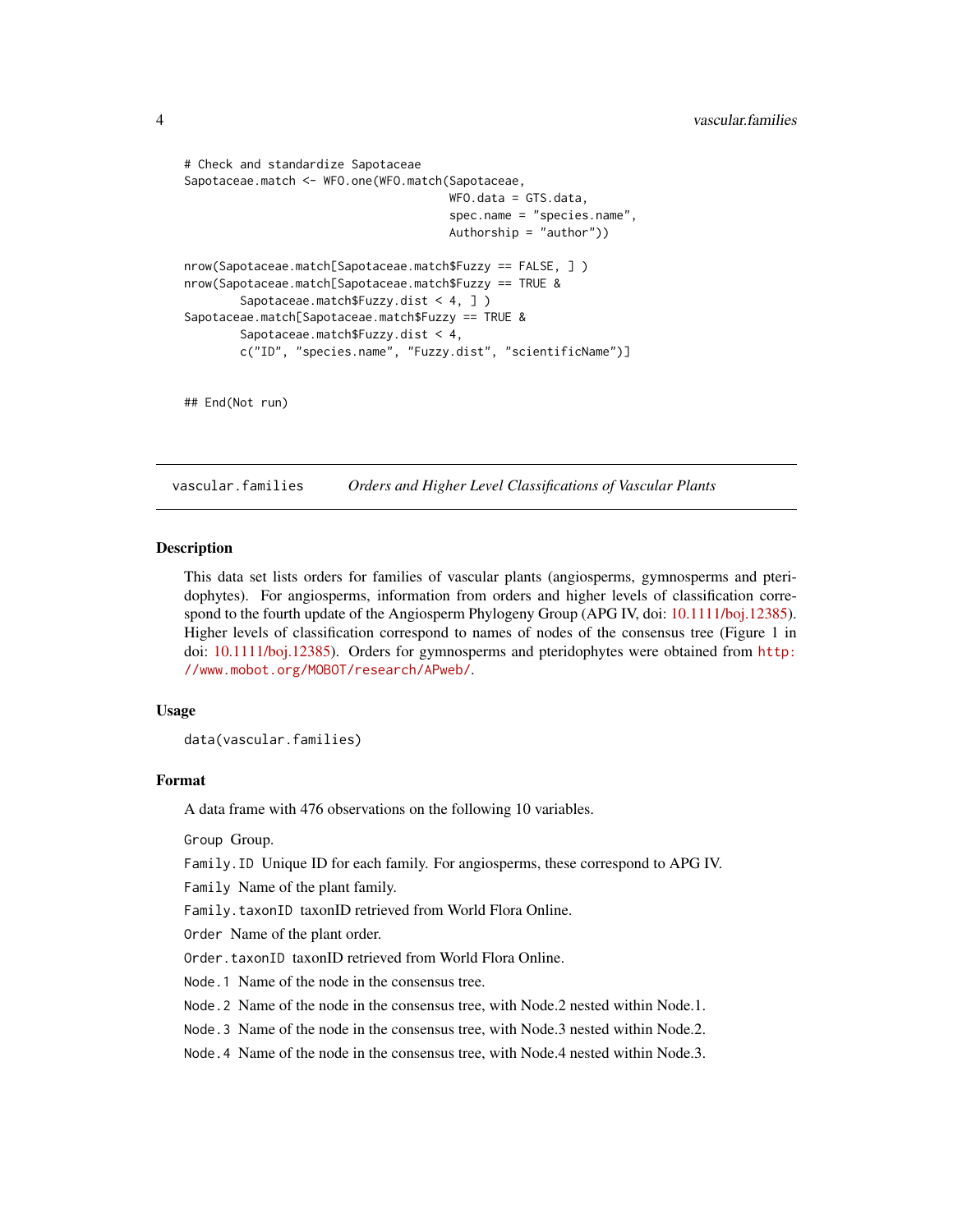```
# Check and standardize Sapotaceae
Sapotaceae.match <- WFO.one(WFO.match(Sapotaceae,
                                      WFO.data = GTS.data,
                                      spec.name = "species.name",
                                      Authorship = "author"))

nrow(Sapotaceae.match[Sapotaceae.match$Fuzzy == FALSE, ] )
nrow(Sapotaceae.match[Sapotaceae.match$Fuzzy == TRUE &
        Sapotaceae.match$Fuzzy.dist < 4, ] )
Sapotaceae.match[Sapotaceae.match$Fuzzy == TRUE &
        Sapotaceae.match$Fuzzy.dist < 4,
        c("ID", "species.name", "Fuzzy.dist", "scientificName")]


## End(Not run)
```

## vascular.families — *Orders and Higher Level Classifications of Vascular Plants*

### Description

This data set lists orders for families of vascular plants (angiosperms, gymnosperms and pteridophytes). For angiosperms, information from orders and higher levels of classification correspond to the fourth update of the Angiosperm Phylogeny Group (APG IV, doi: 10.1111/boj.12385). Higher levels of classification correspond to names of nodes of the consensus tree (Figure 1 in doi: 10.1111/boj.12385). Orders for gymnosperms and pteridophytes were obtained from http://www.mobot.org/MOBOT/research/APweb/.

### Usage

```
data(vascular.families)
```

### Format

A data frame with 476 observations on the following 10 variables.

- `Group` Group.
- `Family.ID` Unique ID for each family. For angiosperms, these correspond to APG IV.
- `Family` Name of the plant family.
- `Family.taxonID` taxonID retrieved from World Flora Online.
- `Order` Name of the plant order.
- `Order.taxonID` taxonID retrieved from World Flora Online.
- `Node.1` Name of the node in the consensus tree.
- `Node.2` Name of the node in the consensus tree, with Node.2 nested within Node.1.
- `Node.3` Name of the node in the consensus tree, with Node.3 nested within Node.2.
- `Node.4` Name of the node in the consensus tree, with Node.4 nested within Node.3.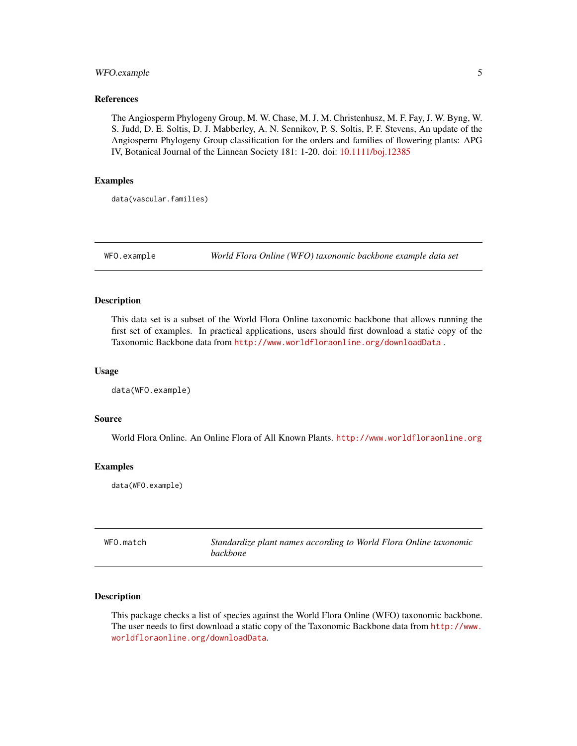### References

The Angiosperm Phylogeny Group, M. W. Chase, M. J. M. Christenhusz, M. F. Fay, J. W. Byng, W. S. Judd, D. E. Soltis, D. J. Mabberley, A. N. Sennikov, P. S. Soltis, P. F. Stevens, An update of the Angiosperm Phylogeny Group classification for the orders and families of flowering plants: APG IV, Botanical Journal of the Linnean Society 181: 1-20. doi: 10.1111/boj.12385

### Examples

```
data(vascular.families)
```

---

## WFO.example — *World Flora Online (WFO) taxonomic backbone example data set*

### Description

This data set is a subset of the World Flora Online taxonomic backbone that allows running the first set of examples. In practical applications, users should first download a static copy of the Taxonomic Backbone data from http://www.worldfloraonline.org/downloadData .

### Usage

```
data(WFO.example)
```

### Source

World Flora Online. An Online Flora of All Known Plants. http://www.worldfloraonline.org

### Examples

```
data(WFO.example)
```

---

## WFO.match — *Standardize plant names according to World Flora Online taxonomic backbone*

### Description

This package checks a list of species against the World Flora Online (WFO) taxonomic backbone. The user needs to first download a static copy of the Taxonomic Backbone data from http://www.worldfloraonline.org/downloadData.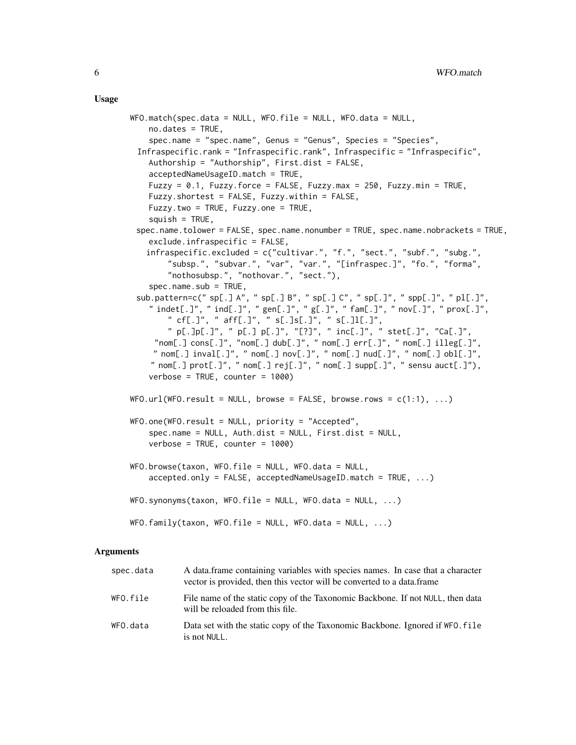### Usage

```
WFO.match(spec.data = NULL, WFO.file = NULL, WFO.data = NULL,
    no.dates = TRUE,
    spec.name = "spec.name", Genus = "Genus", Species = "Species",
  Infraspecific.rank = "Infraspecific.rank", Infraspecific = "Infraspecific",
    Authorship = "Authorship", First.dist = FALSE,
    acceptedNameUsageID.match = TRUE,
    Fuzzy = 0.1, Fuzzy.force = FALSE, Fuzzy.max = 250, Fuzzy.min = TRUE,
    Fuzzy.shortest = FALSE, Fuzzy.within = FALSE,
    Fuzzy.two = TRUE, Fuzzy.one = TRUE,
    squish = TRUE,
  spec.name.tolower = FALSE, spec.name.nonumber = TRUE, spec.name.nobrackets = TRUE,
    exclude.infraspecific = FALSE,
    infraspecific.excluded = c("cultivar.", "f.", "sect.", "subf.", "subg.",
        "subsp.", "subvar.", "var", "var.", "[infraspec.]", "fo.", "forma",
        "nothosubsp.", "nothovar.", "sect."),
    spec.name.sub = TRUE,
  sub.pattern=c(" sp[.] A", " sp[.] B", " sp[.] C", " sp[.]", " spp[.]", " pl[.]",
    " indet[.]", " ind[.]", " gen[.]", " g[.]", " fam[.]", " nov[.]", " prox[.]",
        " cf[.]", " aff[.]", " s[.]s[.]", " s[.]l[.]",
        " p[.]p[.]", " p[.] p[.]", "[?]", " inc[.]", " stet[.]", "Ca[.]",
     "nom[.] cons[.]", "nom[.] dub[.]", " nom[.] err[.]", " nom[.] illeg[.]",
     " nom[.] inval[.]", " nom[.] nov[.]", " nom[.] nud[.]", " nom[.] obl[.]",
     " nom[.] prot[.]", " nom[.] rej[.]", " nom[.] supp[.]", " sensu auct[.]"),
    verbose = TRUE, counter = 1000)

WFO.url(WFO.result = NULL, browse = FALSE, browse.rows = c(1:1), ...)

WFO.one(WFO.result = NULL, priority = "Accepted",
    spec.name = NULL, Auth.dist = NULL, First.dist = NULL,
    verbose = TRUE, counter = 1000)

WFO.browse(taxon, WFO.file = NULL, WFO.data = NULL,
    accepted.only = FALSE, acceptedNameUsageID.match = TRUE, ...)

WFO.synonyms(taxon, WFO.file = NULL, WFO.data = NULL, ...)

WFO.family(taxon, WFO.file = NULL, WFO.data = NULL, ...)
```

### Arguments

| | |
|---|---|
| spec.data | A data.frame containing variables with species names. In case that a character vector is provided, then this vector will be converted to a data.frame |
| WFO.file | File name of the static copy of the Taxonomic Backbone. If not NULL, then data will be reloaded from this file. |
| WFO.data | Data set with the static copy of the Taxonomic Backbone. Ignored if WFO.file is not NULL. |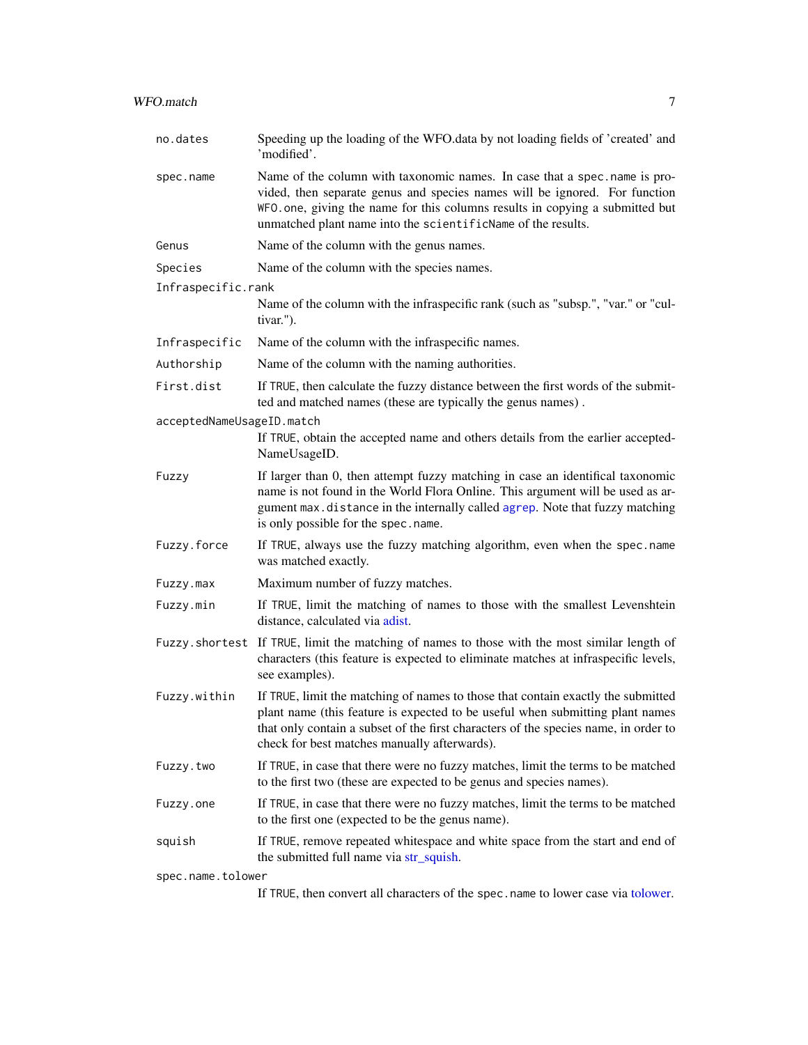`no.dates`
: Speeding up the loading of the WFO.data by not loading fields of 'created' and 'modified'.

`spec.name`
: Name of the column with taxonomic names. In case that a `spec.name` is provided, then separate genus and species names will be ignored. For function `WFO.one`, giving the name for this columns results in copying a submitted but unmatched plant name into the `scientificName` of the results.

`Genus`
: Name of the column with the genus names.

`Species`
: Name of the column with the species names.

`Infraspecific.rank`
: Name of the column with the infraspecific rank (such as "subsp.", "var." or "cultivar.").

`Infraspecific`
: Name of the column with the infraspecific names.

`Authorship`
: Name of the column with the naming authorities.

`First.dist`
: If `TRUE`, then calculate the fuzzy distance between the first words of the submitted and matched names (these are typically the genus names) .

`acceptedNameUsageID.match`
: If `TRUE`, obtain the accepted name and others details from the earlier acceptedNameUsageID.

`Fuzzy`
: If larger than 0, then attempt fuzzy matching in case an identifical taxonomic name is not found in the World Flora Online. This argument will be used as argument `max.distance` in the internally called `agrep`. Note that fuzzy matching is only possible for the `spec.name`.

`Fuzzy.force`
: If `TRUE`, always use the fuzzy matching algorithm, even when the `spec.name` was matched exactly.

`Fuzzy.max`
: Maximum number of fuzzy matches.

`Fuzzy.min`
: If `TRUE`, limit the matching of names to those with the smallest Levenshtein distance, calculated via adist.

`Fuzzy.shortest`
: If `TRUE`, limit the matching of names to those with the most similar length of characters (this feature is expected to eliminate matches at infraspecific levels, see examples).

`Fuzzy.within`
: If `TRUE`, limit the matching of names to those that contain exactly the submitted plant name (this feature is expected to be useful when submitting plant names that only contain a subset of the first characters of the species name, in order to check for best matches manually afterwards).

`Fuzzy.two`
: If `TRUE`, in case that there were no fuzzy matches, limit the terms to be matched to the first two (these are expected to be genus and species names).

`Fuzzy.one`
: If `TRUE`, in case that there were no fuzzy matches, limit the terms to be matched to the first one (expected to be the genus name).

`squish`
: If `TRUE`, remove repeated whitespace and white space from the start and end of the submitted full name via str_squish.

`spec.name.tolower`
: If `TRUE`, then convert all characters of the `spec.name` to lower case via tolower.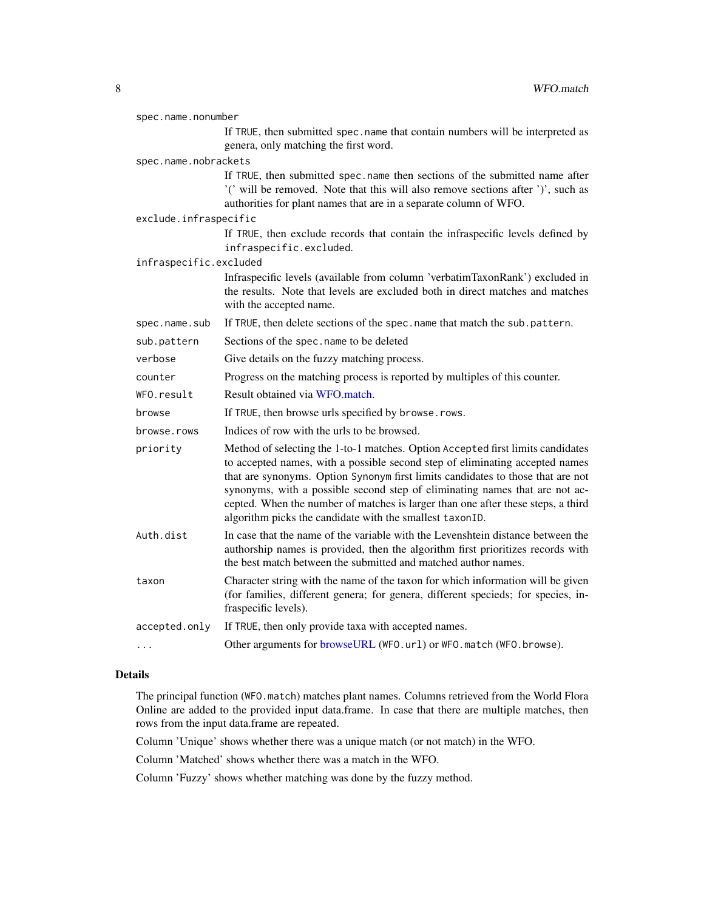`spec.name.nonumber`
: If `TRUE`, then submitted `spec.name` that contain numbers will be interpreted as genera, only matching the first word.

`spec.name.nobrackets`
: If `TRUE`, then submitted `spec.name` then sections of the submitted name after '(' will be removed. Note that this will also remove sections after ')', such as authorities for plant names that are in a separate column of WFO.

`exclude.infraspecific`
: If `TRUE`, then exclude records that contain the infraspecific levels defined by `infraspecific.excluded`.

`infraspecific.excluded`
: Infraspecific levels (available from column 'verbatimTaxonRank') excluded in the results. Note that levels are excluded both in direct matches and matches with the accepted name.

`spec.name.sub`
: If `TRUE`, then delete sections of the `spec.name` that match the `sub.pattern`.

`sub.pattern`
: Sections of the `spec.name` to be deleted

`verbose`
: Give details on the fuzzy matching process.

`counter`
: Progress on the matching process is reported by multiples of this counter.

`WFO.result`
: Result obtained via WFO.match.

`browse`
: If `TRUE`, then browse urls specified by `browse.rows`.

`browse.rows`
: Indices of row with the urls to be browsed.

`priority`
: Method of selecting the 1-to-1 matches. Option `Accepted` first limits candidates to accepted names, with a possible second step of eliminating accepted names that are synonyms. Option `Synonym` first limits candidates to those that are not synonyms, with a possible second step of eliminating names that are not accepted. When the number of matches is larger than one after these steps, a third algorithm picks the candidate with the smallest `taxonID`.

`Auth.dist`
: In case that the name of the variable with the Levenshtein distance between the authorship names is provided, then the algorithm first prioritizes records with the best match between the submitted and matched author names.

`taxon`
: Character string with the name of the taxon for which information will be given (for families, different genera; for genera, different specieds; for species, infraspecific levels).

`accepted.only`
: If `TRUE`, then only provide taxa with accepted names.

`...`
: Other arguments for browseURL (`WFO.url`) or `WFO.match` (`WFO.browse`).

## Details

The principal function (`WFO.match`) matches plant names. Columns retrieved from the World Flora Online are added to the provided input data.frame. In case that there are multiple matches, then rows from the input data.frame are repeated.

Column 'Unique' shows whether there was a unique match (or not match) in the WFO.

Column 'Matched' shows whether there was a match in the WFO.

Column 'Fuzzy' shows whether matching was done by the fuzzy method.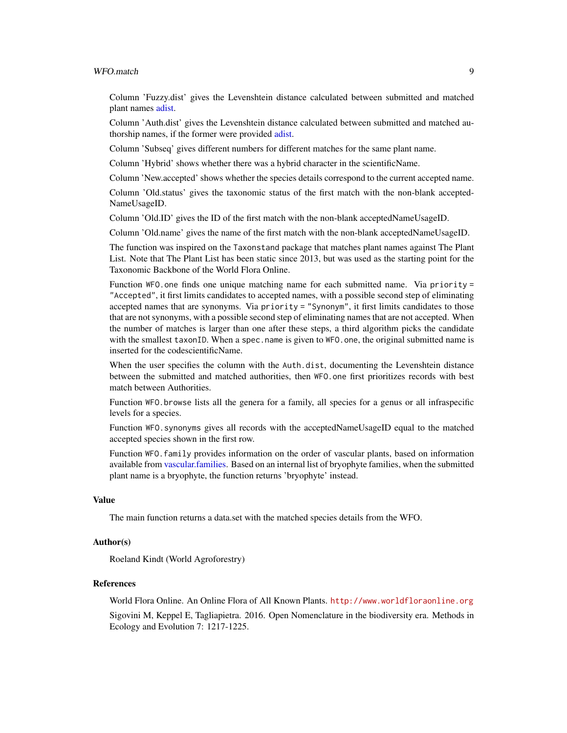Column 'Fuzzy.dist' gives the Levenshtein distance calculated between submitted and matched plant names adist.

Column 'Auth.dist' gives the Levenshtein distance calculated between submitted and matched authorship names, if the former were provided adist.

Column 'Subseq' gives different numbers for different matches for the same plant name.

Column 'Hybrid' shows whether there was a hybrid character in the scientificName.

Column 'New.accepted' shows whether the species details correspond to the current accepted name.

Column 'Old.status' gives the taxonomic status of the first match with the non-blank acceptedNameUsageID.

Column 'Old.ID' gives the ID of the first match with the non-blank acceptedNameUsageID.

Column 'Old.name' gives the name of the first match with the non-blank acceptedNameUsageID.

The function was inspired on the `Taxonstand` package that matches plant names against The Plant List. Note that The Plant List has been static since 2013, but was used as the starting point for the Taxonomic Backbone of the World Flora Online.

Function `WFO.one` finds one unique matching name for each submitted name. Via `priority = "Accepted"`, it first limits candidates to accepted names, with a possible second step of eliminating accepted names that are synonyms. Via `priority = "Synonym"`, it first limits candidates to those that are not synonyms, with a possible second step of eliminating names that are not accepted. When the number of matches is larger than one after these steps, a third algorithm picks the candidate with the smallest `taxonID`. When a `spec.name` is given to `WFO.one`, the original submitted name is inserted for the codescientificName.

When the user specifies the column with the `Auth.dist`, documenting the Levenshtein distance between the submitted and matched authorities, then `WFO.one` first prioritizes records with best match between Authorities.

Function `WFO.browse` lists all the genera for a family, all species for a genus or all infraspecific levels for a species.

Function `WFO.synonyms` gives all records with the acceptedNameUsageID equal to the matched accepted species shown in the first row.

Function `WFO.family` provides information on the order of vascular plants, based on information available from vascular.families. Based on an internal list of bryophyte families, when the submitted plant name is a bryophyte, the function returns 'bryophyte' instead.

## Value

The main function returns a data.set with the matched species details from the WFO.

## Author(s)

Roeland Kindt (World Agroforestry)

## References

World Flora Online. An Online Flora of All Known Plants. `http://www.worldfloraonline.org`

Sigovini M, Keppel E, Tagliapietra. 2016. Open Nomenclature in the biodiversity era. Methods in Ecology and Evolution 7: 1217-1225.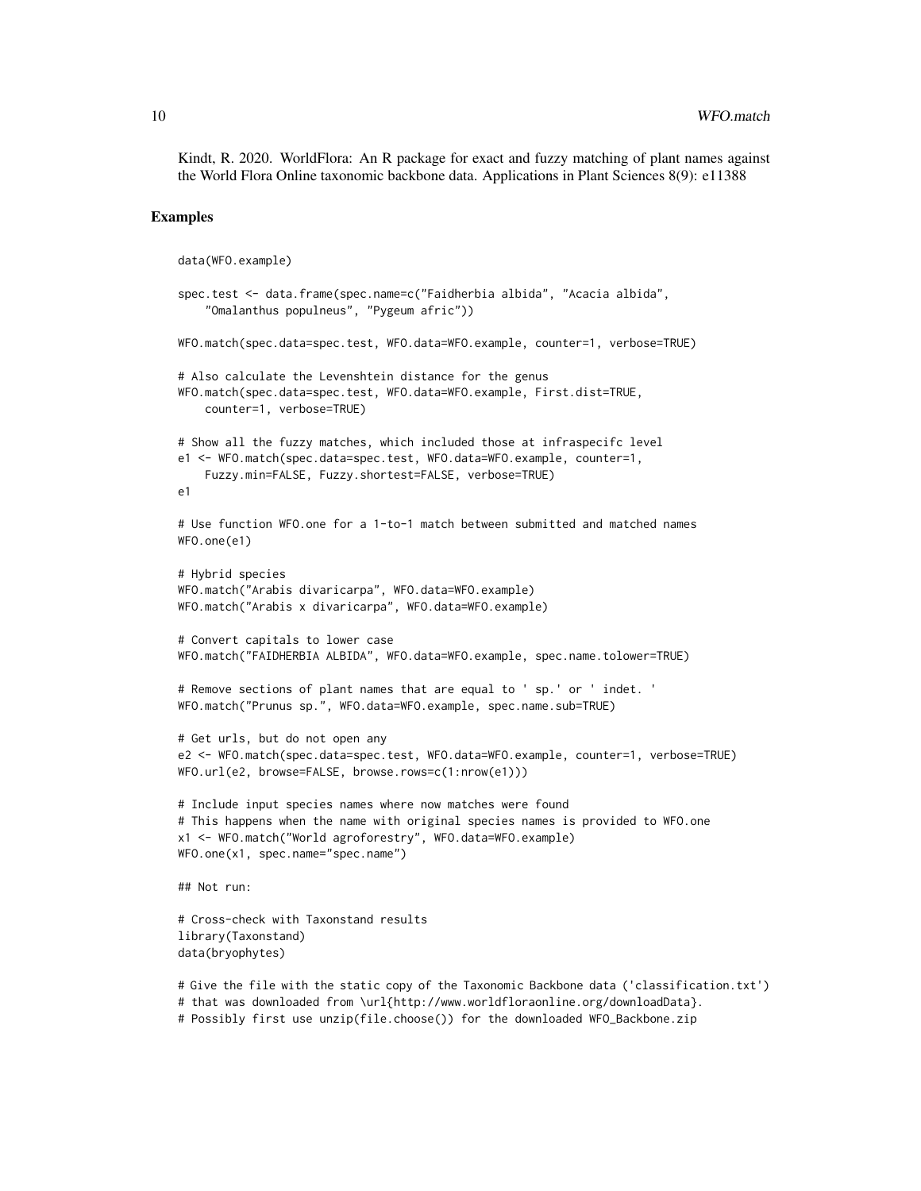Kindt, R. 2020. WorldFlora: An R package for exact and fuzzy matching of plant names against the World Flora Online taxonomic backbone data. Applications in Plant Sciences 8(9): e11388

### Examples

```
data(WFO.example)

spec.test <- data.frame(spec.name=c("Faidherbia albida", "Acacia albida",
    "Omalanthus populneus", "Pygeum afric"))

WFO.match(spec.data=spec.test, WFO.data=WFO.example, counter=1, verbose=TRUE)

# Also calculate the Levenshtein distance for the genus
WFO.match(spec.data=spec.test, WFO.data=WFO.example, First.dist=TRUE,
    counter=1, verbose=TRUE)

# Show all the fuzzy matches, which included those at infraspecifc level
e1 <- WFO.match(spec.data=spec.test, WFO.data=WFO.example, counter=1,
    Fuzzy.min=FALSE, Fuzzy.shortest=FALSE, verbose=TRUE)
e1

# Use function WFO.one for a 1-to-1 match between submitted and matched names
WFO.one(e1)

# Hybrid species
WFO.match("Arabis divaricarpa", WFO.data=WFO.example)
WFO.match("Arabis x divaricarpa", WFO.data=WFO.example)

# Convert capitals to lower case
WFO.match("FAIDHERBIA ALBIDA", WFO.data=WFO.example, spec.name.tolower=TRUE)

# Remove sections of plant names that are equal to ' sp.' or ' indet. '
WFO.match("Prunus sp.", WFO.data=WFO.example, spec.name.sub=TRUE)

# Get urls, but do not open any
e2 <- WFO.match(spec.data=spec.test, WFO.data=WFO.example, counter=1, verbose=TRUE)
WFO.url(e2, browse=FALSE, browse.rows=c(1:nrow(e1)))

# Include input species names where now matches were found
# This happens when the name with original species names is provided to WFO.one
x1 <- WFO.match("World agroforestry", WFO.data=WFO.example)
WFO.one(x1, spec.name="spec.name")

## Not run:

# Cross-check with Taxonstand results
library(Taxonstand)
data(bryophytes)

# Give the file with the static copy of the Taxonomic Backbone data ('classification.txt')
# that was downloaded from \url{http://www.worldfloraonline.org/downloadData}.
# Possibly first use unzip(file.choose()) for the downloaded WFO_Backbone.zip
```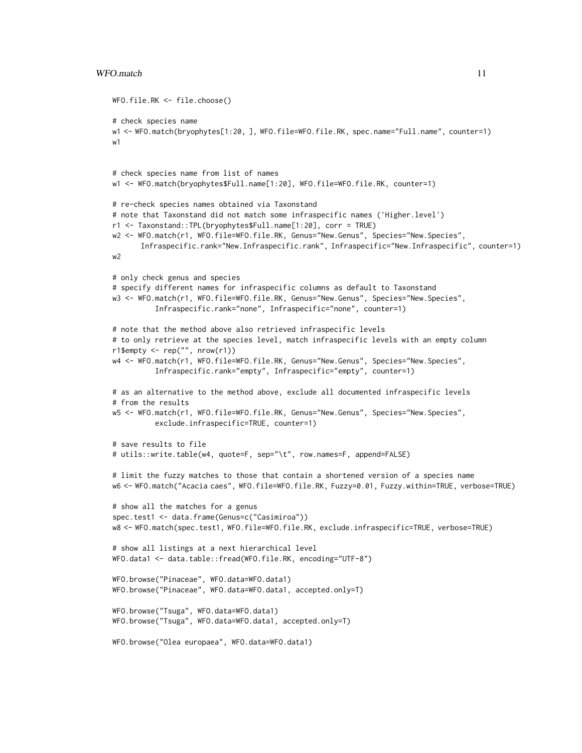```
WFO.file.RK <- file.choose()

# check species name
w1 <- WFO.match(bryophytes[1:20, ], WFO.file=WFO.file.RK, spec.name="Full.name", counter=1)
w1


# check species name from list of names
w1 <- WFO.match(bryophytes$Full.name[1:20], WFO.file=WFO.file.RK, counter=1)

# re-check species names obtained via Taxonstand
# note that Taxonstand did not match some infraspecific names ('Higher.level')
r1 <- Taxonstand::TPL(bryophytes$Full.name[1:20], corr = TRUE)
w2 <- WFO.match(r1, WFO.file=WFO.file.RK, Genus="New.Genus", Species="New.Species",
      Infraspecific.rank="New.Infraspecific.rank", Infraspecific="New.Infraspecific", counter=1)
w2

# only check genus and species
# specify different names for infraspecific columns as default to Taxonstand
w3 <- WFO.match(r1, WFO.file=WFO.file.RK, Genus="New.Genus", Species="New.Species",
          Infraspecific.rank="none", Infraspecific="none", counter=1)

# note that the method above also retrieved infraspecific levels
# to only retrieve at the species level, match infraspecific levels with an empty column
r1$empty <- rep("", nrow(r1))
w4 <- WFO.match(r1, WFO.file=WFO.file.RK, Genus="New.Genus", Species="New.Species",
          Infraspecific.rank="empty", Infraspecific="empty", counter=1)

# as an alternative to the method above, exclude all documented infraspecific levels
# from the results
w5 <- WFO.match(r1, WFO.file=WFO.file.RK, Genus="New.Genus", Species="New.Species",
          exclude.infraspecific=TRUE, counter=1)

# save results to file
# utils::write.table(w4, quote=F, sep="\t", row.names=F, append=FALSE)

# limit the fuzzy matches to those that contain a shortened version of a species name
w6 <- WFO.match("Acacia caes", WFO.file=WFO.file.RK, Fuzzy=0.01, Fuzzy.within=TRUE, verbose=TRUE)

# show all the matches for a genus
spec.test1 <- data.frame(Genus=c("Casimiroa"))
w8 <- WFO.match(spec.test1, WFO.file=WFO.file.RK, exclude.infraspecific=TRUE, verbose=TRUE)

# show all listings at a next hierarchical level
WFO.data1 <- data.table::fread(WFO.file.RK, encoding="UTF-8")

WFO.browse("Pinaceae", WFO.data=WFO.data1)
WFO.browse("Pinaceae", WFO.data=WFO.data1, accepted.only=T)

WFO.browse("Tsuga", WFO.data=WFO.data1)
WFO.browse("Tsuga", WFO.data=WFO.data1, accepted.only=T)

WFO.browse("Olea europaea", WFO.data=WFO.data1)
```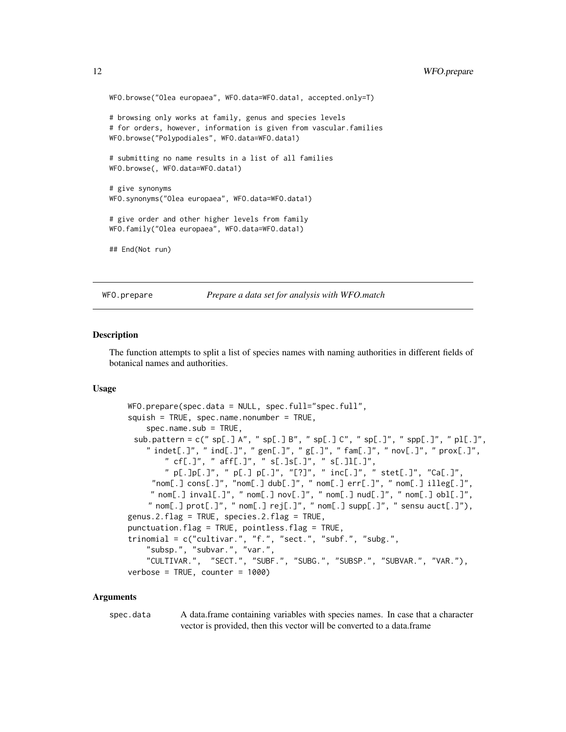```
WFO.browse("Olea europaea", WFO.data=WFO.data1, accepted.only=T)

# browsing only works at family, genus and species levels
# for orders, however, information is given from vascular.families
WFO.browse("Polypodiales", WFO.data=WFO.data1)

# submitting no name results in a list of all families
WFO.browse(, WFO.data=WFO.data1)

# give synonyms
WFO.synonyms("Olea europaea", WFO.data=WFO.data1)

# give order and other higher levels from family
WFO.family("Olea europaea", WFO.data=WFO.data1)

## End(Not run)
```

## WFO.prepare — *Prepare a data set for analysis with WFO.match*

### Description

The function attempts to split a list of species names with naming authorities in different fields of botanical names and authorities.

### Usage

```
WFO.prepare(spec.data = NULL, spec.full="spec.full",
squish = TRUE, spec.name.nonumber = TRUE,
    spec.name.sub = TRUE,
  sub.pattern = c(" sp[.] A", " sp[.] B", " sp[.] C", " sp[.]", " spp[.]", " pl[.]",
    " indet[.]", " ind[.]", " gen[.]", " g[.]", " fam[.]", " nov[.]", " prox[.]",
        " cf[.]", " aff[.]", " s[.]s[.]", " s[.]l[.]",
        " p[.]p[.]", " p[.] p[.]", "[?]", " inc[.]", " stet[.]", "Ca[.]",
     "nom[.] cons[.]", "nom[.] dub[.]", " nom[.] err[.]", " nom[.] illeg[.]",
     " nom[.] inval[.]", " nom[.] nov[.]", " nom[.] nud[.]", " nom[.] obl[.]",
     " nom[.] prot[.]", " nom[.] rej[.]", " nom[.] supp[.]", " sensu auct[.]"),
genus.2.flag = TRUE, species.2.flag = TRUE,
punctuation.flag = TRUE, pointless.flag = TRUE,
trinomial = c("cultivar.", "f.", "sect.", "subf.", "subg.",
    "subsp.", "subvar.", "var.",
    "CULTIVAR.",  "SECT.", "SUBF.", "SUBG.", "SUBSP.", "SUBVAR.", "VAR."),
verbose = TRUE, counter = 1000)
```

### Arguments

| | |
|---|---|
| spec.data | A data.frame containing variables with species names. In case that a character vector is provided, then this vector will be converted to a data.frame |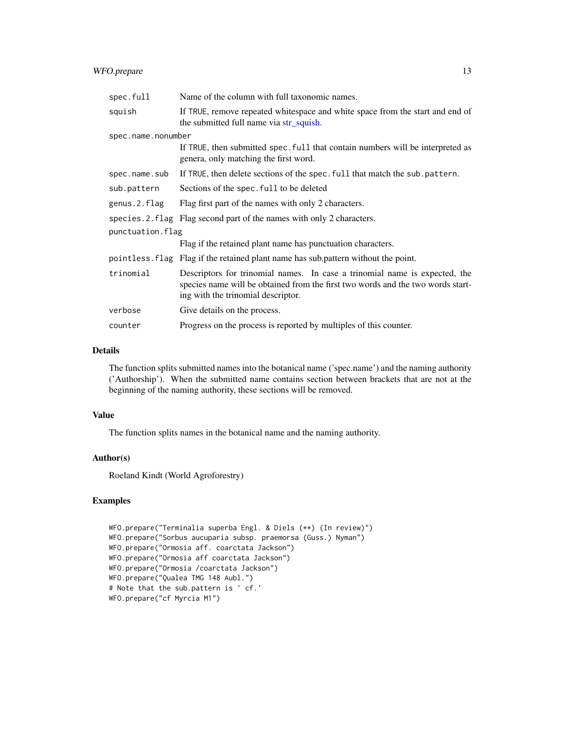| | |
|---|---|
| `spec.full` | Name of the column with full taxonomic names. |
| `squish` | If `TRUE`, remove repeated whitespace and white space from the start and end of the submitted full name via str_squish. |
| `spec.name.nonumber` | If `TRUE`, then submitted `spec.full` that contain numbers will be interpreted as genera, only matching the first word. |
| `spec.name.sub` | If `TRUE`, then delete sections of the `spec.full` that match the `sub.pattern`. |
| `sub.pattern` | Sections of the `spec.full` to be deleted |
| `genus.2.flag` | Flag first part of the names with only 2 characters. |
| `species.2.flag` | Flag second part of the names with only 2 characters. |
| `punctuation.flag` | Flag if the retained plant name has punctuation characters. |
| `pointless.flag` | Flag if the retained plant name has sub.pattern without the point. |
| `trinomial` | Descriptors for trinomial names. In case a trinomial name is expected, the species name will be obtained from the first two words and the two words starting with the trinomial descriptor. |
| `verbose` | Give details on the process. |
| `counter` | Progress on the process is reported by multiples of this counter. |

## Details

The function splits submitted names into the botanical name ('spec.name') and the naming authority ('Authorship'). When the submitted name contains section between brackets that are not at the beginning of the naming authority, these sections will be removed.

## Value

The function splits names in the botanical name and the naming authority.

## Author(s)

Roeland Kindt (World Agroforestry)

## Examples

```
WFO.prepare("Terminalia superba Engl. & Diels (**) (In review)")
WFO.prepare("Sorbus aucuparia subsp. praemorsa (Guss.) Nyman")
WFO.prepare("Ormosia aff. coarctata Jackson")
WFO.prepare("Ormosia aff coarctata Jackson")
WFO.prepare("Ormosia /coarctata Jackson")
WFO.prepare("Qualea TMG 148 Aubl.")
# Note that the sub.pattern is ' cf.'
WFO.prepare("cf Myrcia M1")
```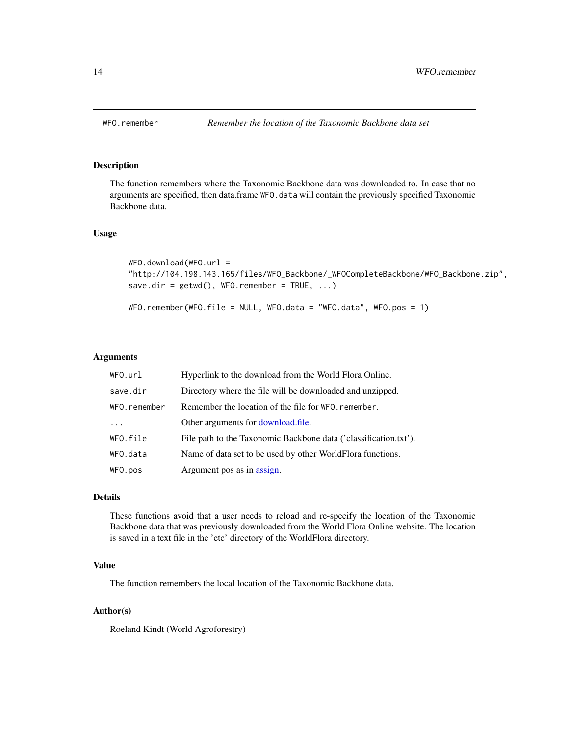# WFO.remember — *Remember the location of the Taxonomic Backbone data set*

## Description

The function remembers where the Taxonomic Backbone data was downloaded to. In case that no arguments are specified, then data.frame `WFO.data` will contain the previously specified Taxonomic Backbone data.

## Usage

```
WFO.download(WFO.url =
"http://104.198.143.165/files/WFO_Backbone/_WFOCompleteBackbone/WFO_Backbone.zip",
save.dir = getwd(), WFO.remember = TRUE, ...)

WFO.remember(WFO.file = NULL, WFO.data = "WFO.data", WFO.pos = 1)
```

## Arguments

| | |
|---|---|
| `WFO.url` | Hyperlink to the download from the World Flora Online. |
| `save.dir` | Directory where the file will be downloaded and unzipped. |
| `WFO.remember` | Remember the location of the file for `WFO.remember`. |
| `...` | Other arguments for download.file. |
| `WFO.file` | File path to the Taxonomic Backbone data ('classification.txt'). |
| `WFO.data` | Name of data set to be used by other WorldFlora functions. |
| `WFO.pos` | Argument pos as in assign. |

## Details

These functions avoid that a user needs to reload and re-specify the location of the Taxonomic Backbone data that was previously downloaded from the World Flora Online website. The location is saved in a text file in the 'etc' directory of the WorldFlora directory.

## Value

The function remembers the local location of the Taxonomic Backbone data.

## Author(s)

Roeland Kindt (World Agroforestry)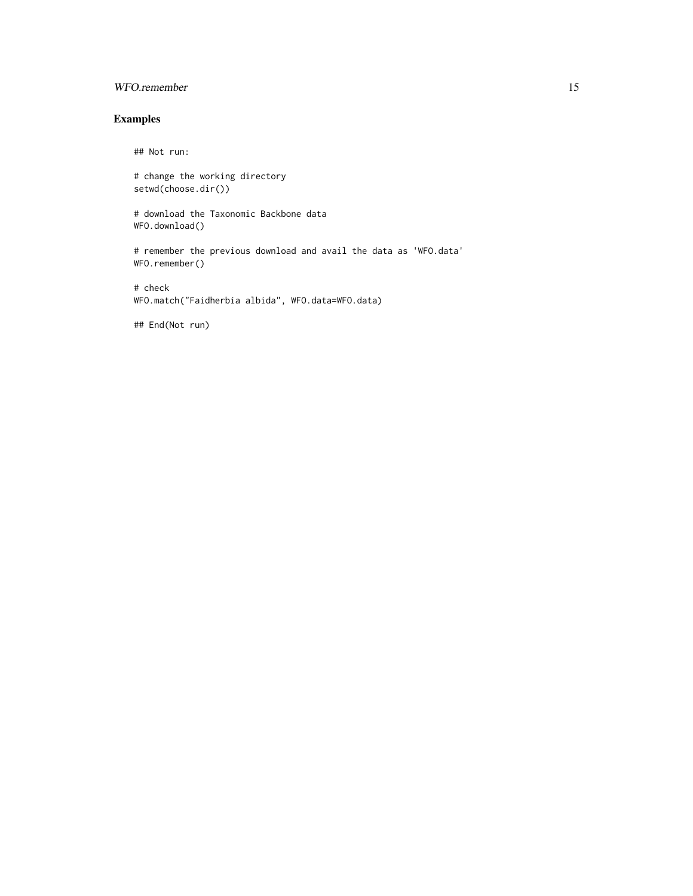## Examples

```
## Not run:

# change the working directory
setwd(choose.dir())

# download the Taxonomic Backbone data
WFO.download()

# remember the previous download and avail the data as 'WFO.data'
WFO.remember()

# check
WFO.match("Faidherbia albida", WFO.data=WFO.data)

## End(Not run)
```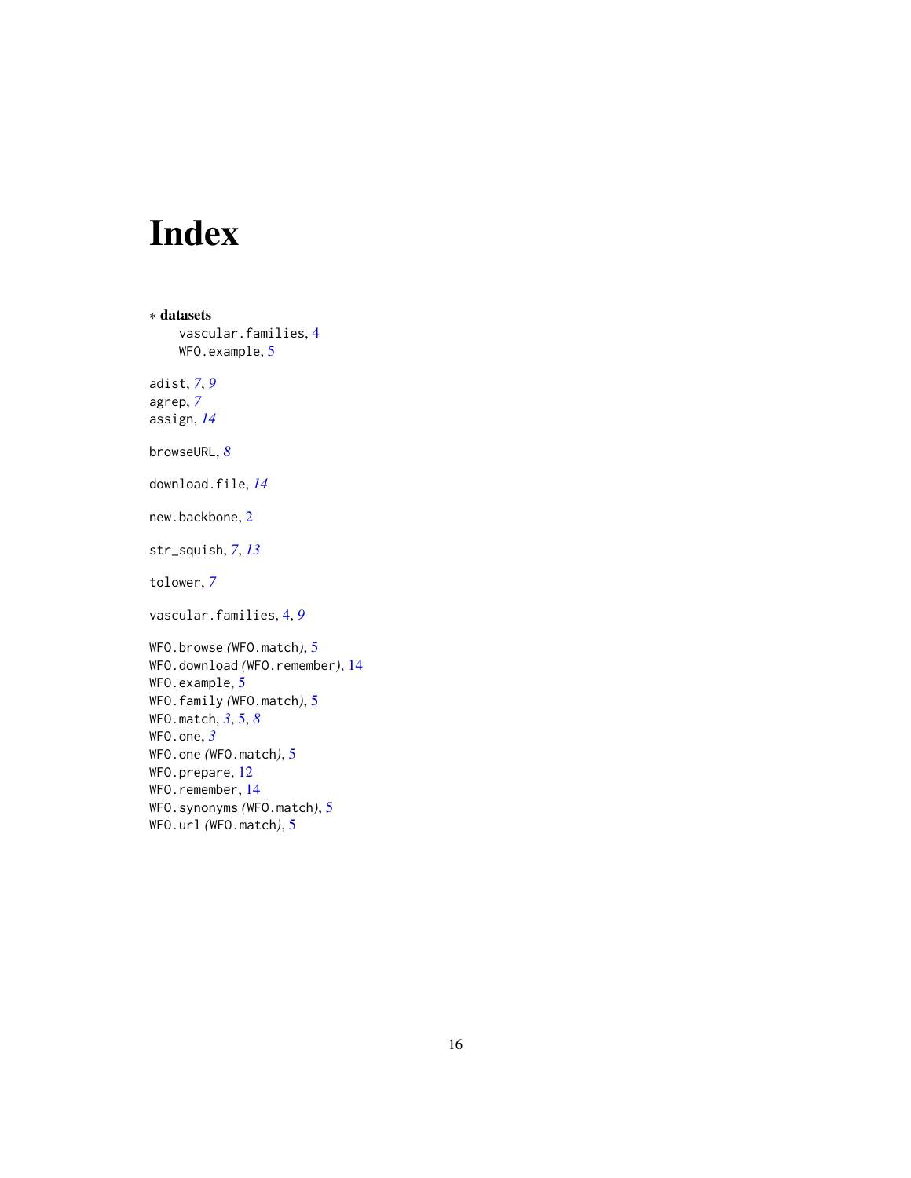# Index

∗ **datasets**

vascular.families, 4
WFO.example, 5

adist, *7*, *9*
agrep, *7*
assign, *14*

browseURL, *8*

download.file, *14*

new.backbone, 2

str_squish, *7*, *13*

tolower, *7*

vascular.families, 4, *9*

WFO.browse *(*WFO.match*)*, 5
WFO.download *(*WFO.remember*)*, 14
WFO.example, 5
WFO.family *(*WFO.match*)*, 5
WFO.match, *3*, 5, *8*
WFO.one, *3*
WFO.one *(*WFO.match*)*, 5
WFO.prepare, 12
WFO.remember, 14
WFO.synonyms *(*WFO.match*)*, 5
WFO.url *(*WFO.match*)*, 5